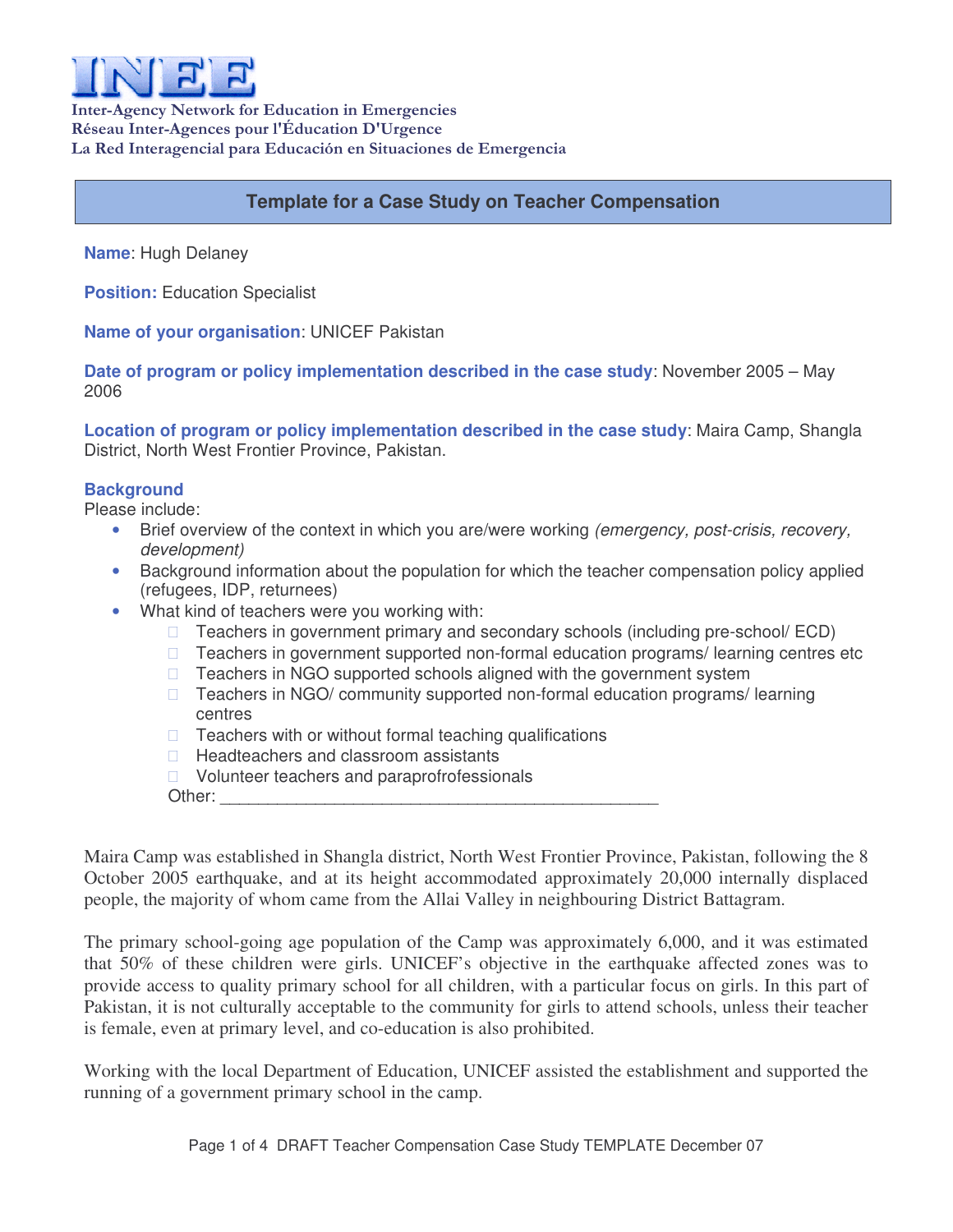# INEE

**Inter-Agency Network for Education in Emergencies**
**Réseau Inter-Agences pour l'Éducation D'Urgence**
**La Red Interagencial para Educación en Situaciones de Emergencia**

## Template for a Case Study on Teacher Compensation

**Name**: Hugh Delaney

**Position:** Education Specialist

**Name of your organisation**: UNICEF Pakistan

**Date of program or policy implementation described in the case study**: November 2005 – May 2006

**Location of program or policy implementation described in the case study**: Maira Camp, Shangla District, North West Frontier Province, Pakistan.

### Background

Please include:

- Brief overview of the context in which you are/were working *(emergency, post-crisis, recovery, development)*
- Background information about the population for which the teacher compensation policy applied (refugees, IDP, returnees)
- What kind of teachers were you working with:
  - Teachers in government primary and secondary schools (including pre-school/ ECD)
  - Teachers in government supported non-formal education programs/ learning centres etc
  - Teachers in NGO supported schools aligned with the government system
  - Teachers in NGO/ community supported non-formal education programs/ learning centres
  - Teachers with or without formal teaching qualifications
  - Headteachers and classroom assistants
  - Volunteer teachers and paraprofressionals

  Other: ____________________________________________

Maira Camp was established in Shangla district, North West Frontier Province, Pakistan, following the 8 October 2005 earthquake, and at its height accommodated approximately 20,000 internally displaced people, the majority of whom came from the Allai Valley in neighbouring District Battagram.

The primary school-going age population of the Camp was approximately 6,000, and it was estimated that 50% of these children were girls. UNICEF's objective in the earthquake affected zones was to provide access to quality primary school for all children, with a particular focus on girls. In this part of Pakistan, it is not culturally acceptable to the community for girls to attend schools, unless their teacher is female, even at primary level, and co-education is also prohibited.

Working with the local Department of Education, UNICEF assisted the establishment and supported the running of a government primary school in the camp.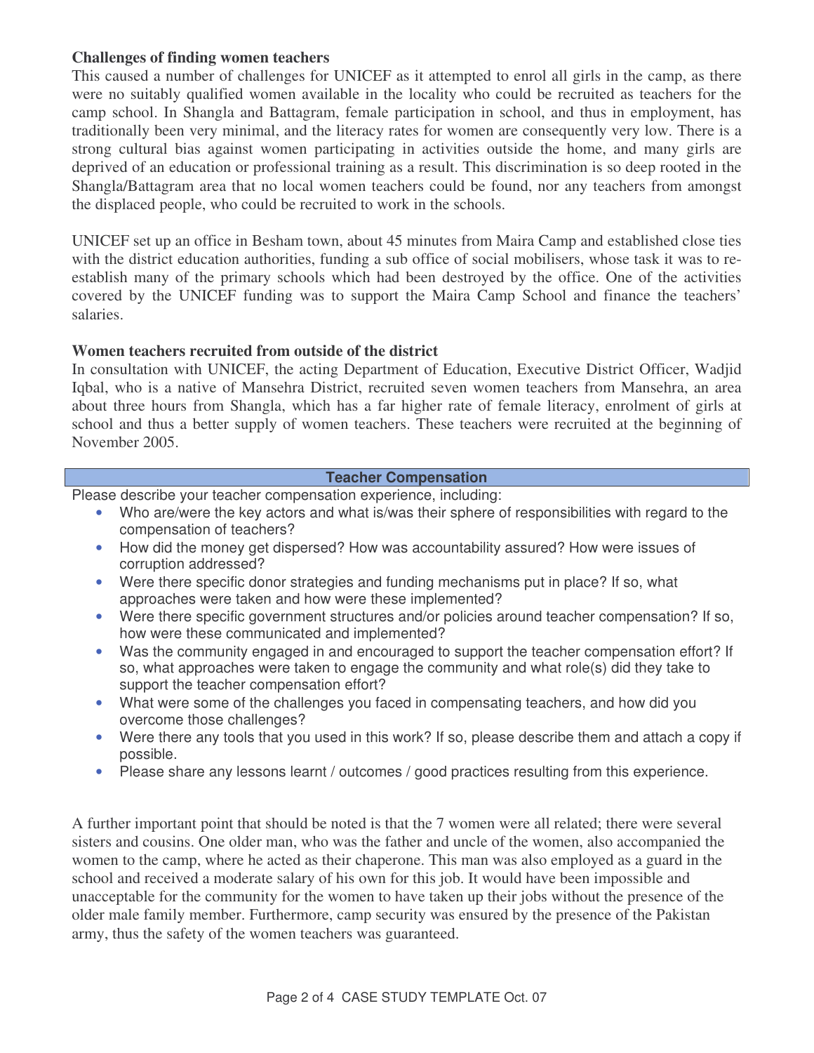**Challenges of finding women teachers**

This caused a number of challenges for UNICEF as it attempted to enrol all girls in the camp, as there were no suitably qualified women available in the locality who could be recruited as teachers for the camp school. In Shangla and Battagram, female participation in school, and thus in employment, has traditionally been very minimal, and the literacy rates for women are consequently very low. There is a strong cultural bias against women participating in activities outside the home, and many girls are deprived of an education or professional training as a result. This discrimination is so deep rooted in the Shangla/Battagram area that no local women teachers could be found, nor any teachers from amongst the displaced people, who could be recruited to work in the schools.

UNICEF set up an office in Besham town, about 45 minutes from Maira Camp and established close ties with the district education authorities, funding a sub office of social mobilisers, whose task it was to re-establish many of the primary schools which had been destroyed by the office. One of the activities covered by the UNICEF funding was to support the Maira Camp School and finance the teachers' salaries.

**Women teachers recruited from outside of the district**

In consultation with UNICEF, the acting Department of Education, Executive District Officer, Wadjid Iqbal, who is a native of Mansehra District, recruited seven women teachers from Mansehra, an area about three hours from Shangla, which has a far higher rate of female literacy, enrolment of girls at school and thus a better supply of women teachers. These teachers were recruited at the beginning of November 2005.

## Teacher Compensation

Please describe your teacher compensation experience, including:

- Who are/were the key actors and what is/was their sphere of responsibilities with regard to the compensation of teachers?
- How did the money get dispersed? How was accountability assured? How were issues of corruption addressed?
- Were there specific donor strategies and funding mechanisms put in place? If so, what approaches were taken and how were these implemented?
- Were there specific government structures and/or policies around teacher compensation? If so, how were these communicated and implemented?
- Was the community engaged in and encouraged to support the teacher compensation effort? If so, what approaches were taken to engage the community and what role(s) did they take to support the teacher compensation effort?
- What were some of the challenges you faced in compensating teachers, and how did you overcome those challenges?
- Were there any tools that you used in this work? If so, please describe them and attach a copy if possible.
- Please share any lessons learnt / outcomes / good practices resulting from this experience.

A further important point that should be noted is that the 7 women were all related; there were several sisters and cousins. One older man, who was the father and uncle of the women, also accompanied the women to the camp, where he acted as their chaperone. This man was also employed as a guard in the school and received a moderate salary of his own for this job. It would have been impossible and unacceptable for the community for the women to have taken up their jobs without the presence of the older male family member. Furthermore, camp security was ensured by the presence of the Pakistan army, thus the safety of the women teachers was guaranteed.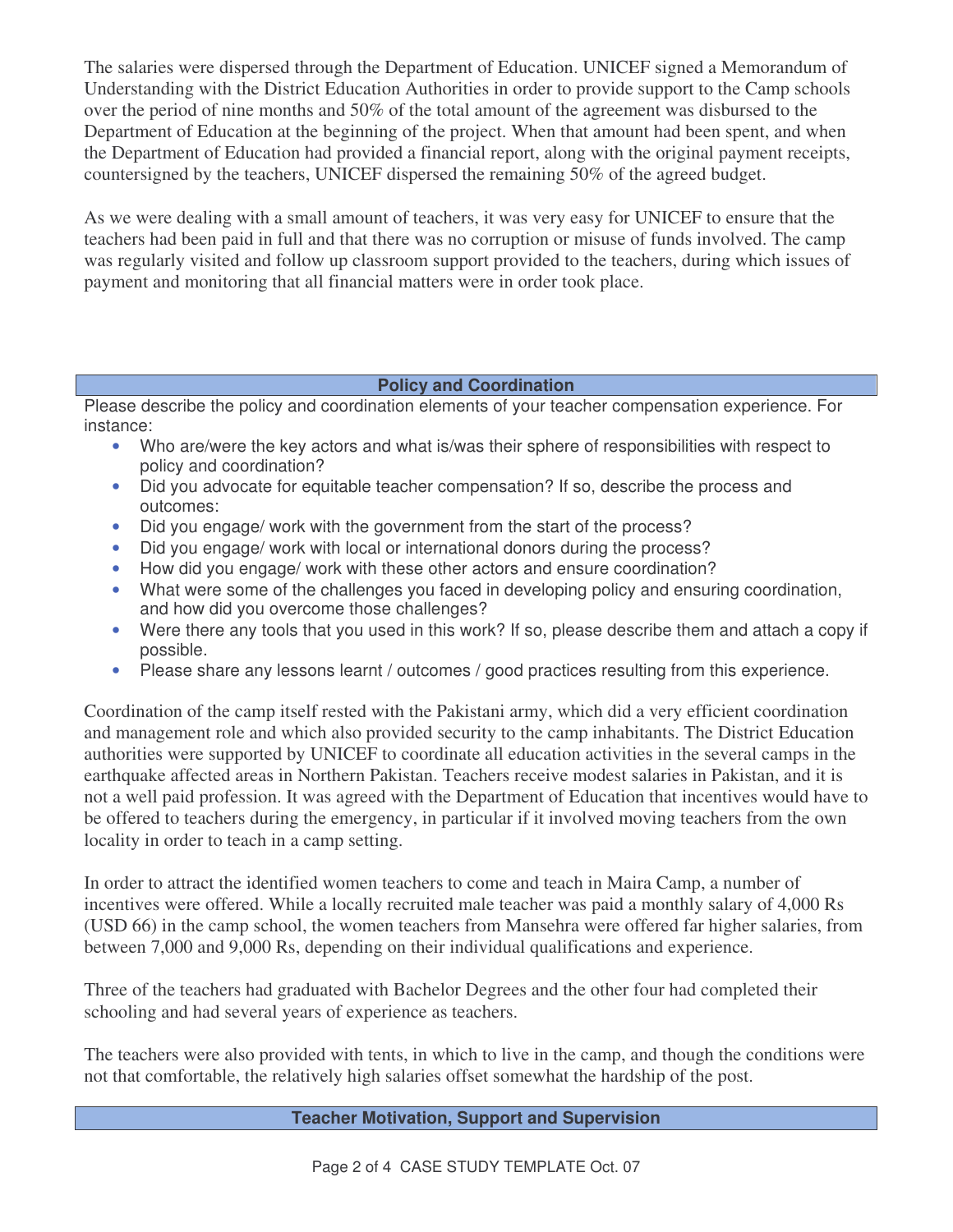The salaries were dispersed through the Department of Education. UNICEF signed a Memorandum of Understanding with the District Education Authorities in order to provide support to the Camp schools over the period of nine months and 50% of the total amount of the agreement was disbursed to the Department of Education at the beginning of the project. When that amount had been spent, and when the Department of Education had provided a financial report, along with the original payment receipts, countersigned by the teachers, UNICEF dispersed the remaining 50% of the agreed budget.

As we were dealing with a small amount of teachers, it was very easy for UNICEF to ensure that the teachers had been paid in full and that there was no corruption or misuse of funds involved. The camp was regularly visited and follow up classroom support provided to the teachers, during which issues of payment and monitoring that all financial matters were in order took place.

## Policy and Coordination

Please describe the policy and coordination elements of your teacher compensation experience. For instance:

- Who are/were the key actors and what is/was their sphere of responsibilities with respect to policy and coordination?
- Did you advocate for equitable teacher compensation? If so, describe the process and outcomes:
- Did you engage/ work with the government from the start of the process?
- Did you engage/ work with local or international donors during the process?
- How did you engage/ work with these other actors and ensure coordination?
- What were some of the challenges you faced in developing policy and ensuring coordination, and how did you overcome those challenges?
- Were there any tools that you used in this work? If so, please describe them and attach a copy if possible.
- Please share any lessons learnt / outcomes / good practices resulting from this experience.

Coordination of the camp itself rested with the Pakistani army, which did a very efficient coordination and management role and which also provided security to the camp inhabitants. The District Education authorities were supported by UNICEF to coordinate all education activities in the several camps in the earthquake affected areas in Northern Pakistan. Teachers receive modest salaries in Pakistan, and it is not a well paid profession. It was agreed with the Department of Education that incentives would have to be offered to teachers during the emergency, in particular if it involved moving teachers from the own locality in order to teach in a camp setting.

In order to attract the identified women teachers to come and teach in Maira Camp, a number of incentives were offered. While a locally recruited male teacher was paid a monthly salary of 4,000 Rs (USD 66) in the camp school, the women teachers from Mansehra were offered far higher salaries, from between 7,000 and 9,000 Rs, depending on their individual qualifications and experience.

Three of the teachers had graduated with Bachelor Degrees and the other four had completed their schooling and had several years of experience as teachers.

The teachers were also provided with tents, in which to live in the camp, and though the conditions were not that comfortable, the relatively high salaries offset somewhat the hardship of the post.

## Teacher Motivation, Support and Supervision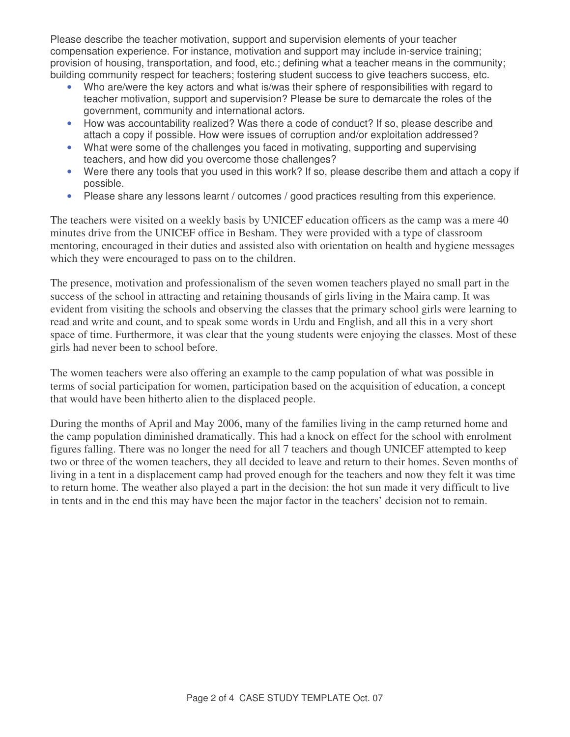Please describe the teacher motivation, support and supervision elements of your teacher compensation experience. For instance, motivation and support may include in-service training; provision of housing, transportation, and food, etc.; defining what a teacher means in the community; building community respect for teachers; fostering student success to give teachers success, etc.

- Who are/were the key actors and what is/was their sphere of responsibilities with regard to teacher motivation, support and supervision? Please be sure to demarcate the roles of the government, community and international actors.
- How was accountability realized? Was there a code of conduct? If so, please describe and attach a copy if possible. How were issues of corruption and/or exploitation addressed?
- What were some of the challenges you faced in motivating, supporting and supervising teachers, and how did you overcome those challenges?
- Were there any tools that you used in this work? If so, please describe them and attach a copy if possible.
- Please share any lessons learnt / outcomes / good practices resulting from this experience.

The teachers were visited on a weekly basis by UNICEF education officers as the camp was a mere 40 minutes drive from the UNICEF office in Besham. They were provided with a type of classroom mentoring, encouraged in their duties and assisted also with orientation on health and hygiene messages which they were encouraged to pass on to the children.

The presence, motivation and professionalism of the seven women teachers played no small part in the success of the school in attracting and retaining thousands of girls living in the Maira camp. It was evident from visiting the schools and observing the classes that the primary school girls were learning to read and write and count, and to speak some words in Urdu and English, and all this in a very short space of time. Furthermore, it was clear that the young students were enjoying the classes. Most of these girls had never been to school before.

The women teachers were also offering an example to the camp population of what was possible in terms of social participation for women, participation based on the acquisition of education, a concept that would have been hitherto alien to the displaced people.

During the months of April and May 2006, many of the families living in the camp returned home and the camp population diminished dramatically. This had a knock on effect for the school with enrolment figures falling. There was no longer the need for all 7 teachers and though UNICEF attempted to keep two or three of the women teachers, they all decided to leave and return to their homes. Seven months of living in a tent in a displacement camp had proved enough for the teachers and now they felt it was time to return home. The weather also played a part in the decision: the hot sun made it very difficult to live in tents and in the end this may have been the major factor in the teachers' decision not to remain.